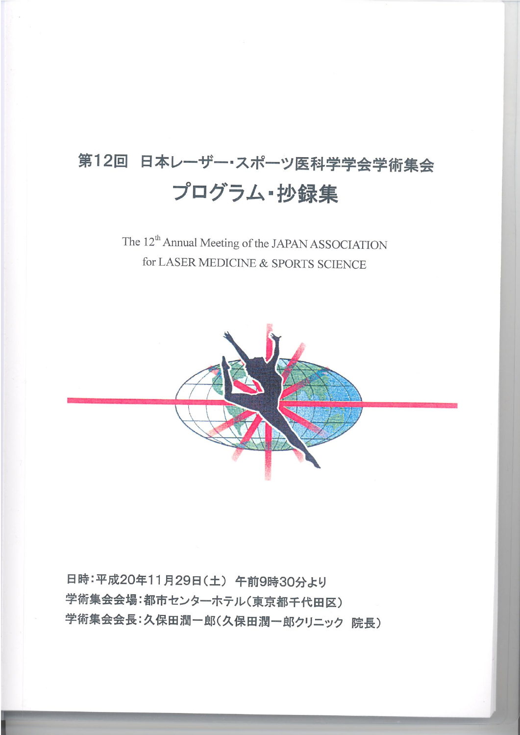# 第12回　日本レーザー・スポーツ医科学学会学術集会

# プログラム・抄録集

The 12th Annual Meeting of the JAPAN ASSOCIATION for LASER MEDICINE & SPORTS SCIENCE

日時：平成20年11月29日（土）　午前9時30分より
学術集会会場：都市センターホテル（東京都千代田区）
学術集会会長：久保田潤一郎（久保田潤一郎クリニック　院長）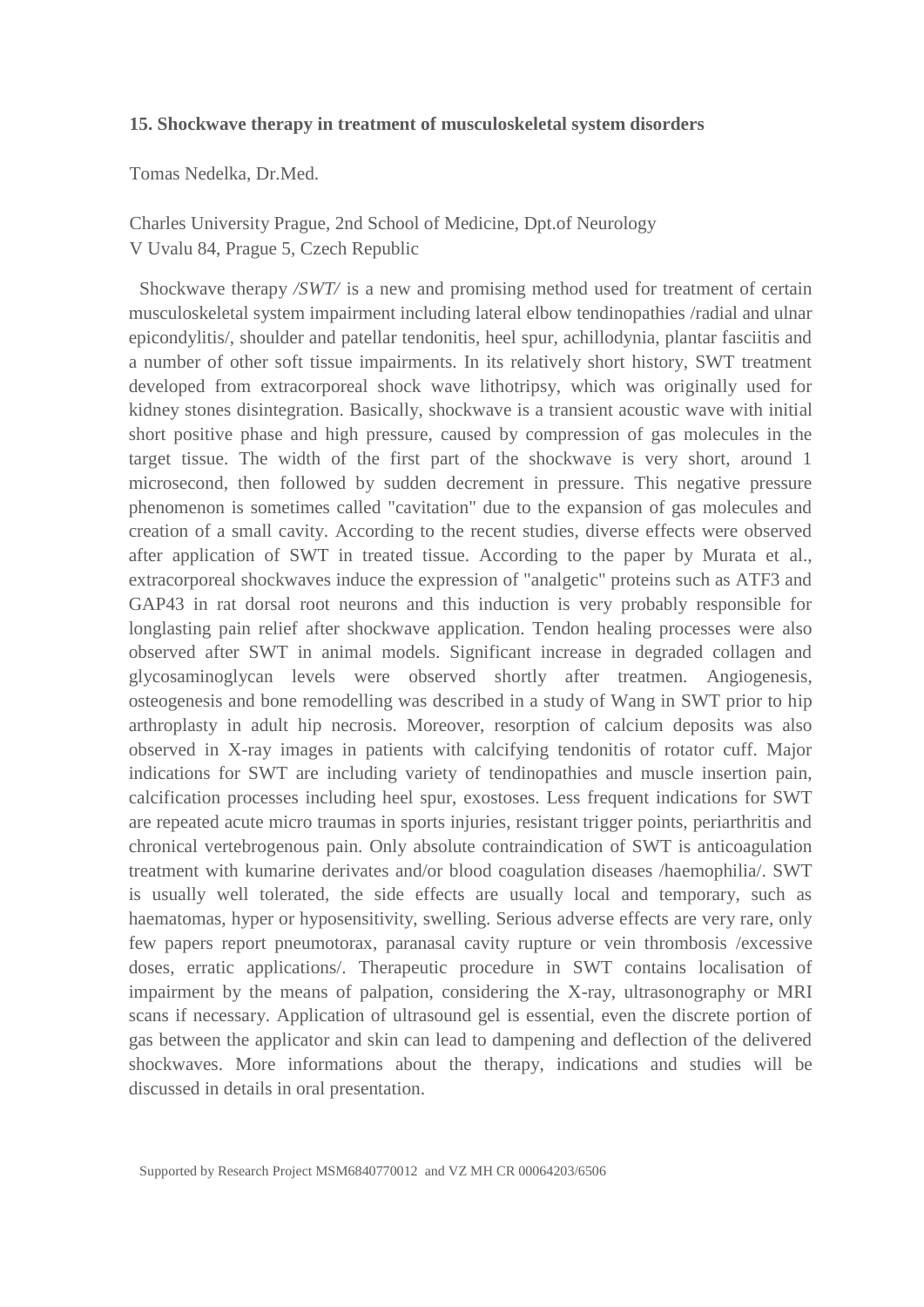### 15. Shockwave therapy in treatment of musculoskeletal system disorders

Tomas Nedelka, Dr.Med.

Charles University Prague, 2nd School of Medicine, Dpt.of Neurology
V Uvalu 84, Prague 5, Czech Republic

Shockwave therapy */SWT/* is a new and promising method used for treatment of certain musculoskeletal system impairment including lateral elbow tendinopathies /radial and ulnar epicondylitis/, shoulder and patellar tendonitis, heel spur, achillodynia, plantar fasciitis and a number of other soft tissue impairments. In its relatively short history, SWT treatment developed from extracorporeal shock wave lithotripsy, which was originally used for kidney stones disintegration. Basically, shockwave is a transient acoustic wave with initial short positive phase and high pressure, caused by compression of gas molecules in the target tissue. The width of the first part of the shockwave is very short, around 1 microsecond, then followed by sudden decrement in pressure. This negative pressure phenomenon is sometimes called "cavitation" due to the expansion of gas molecules and creation of a small cavity. According to the recent studies, diverse effects were observed after application of SWT in treated tissue. According to the paper by Murata et al., extracorporeal shockwaves induce the expression of "analgetic" proteins such as ATF3 and GAP43 in rat dorsal root neurons and this induction is very probably responsible for longlasting pain relief after shockwave application. Tendon healing processes were also observed after SWT in animal models. Significant increase in degraded collagen and glycosaminoglycan levels were observed shortly after treatmen. Angiogenesis, osteogenesis and bone remodelling was described in a study of Wang in SWT prior to hip arthroplasty in adult hip necrosis. Moreover, resorption of calcium deposits was also observed in X-ray images in patients with calcifying tendonitis of rotator cuff. Major indications for SWT are including variety of tendinopathies and muscle insertion pain, calcification processes including heel spur, exostoses. Less frequent indications for SWT are repeated acute micro traumas in sports injuries, resistant trigger points, periarthritis and chronical vertebrogenous pain. Only absolute contraindication of SWT is anticoagulation treatment with kumarine derivates and/or blood coagulation diseases /haemophilia/. SWT is usually well tolerated, the side effects are usually local and temporary, such as haematomas, hyper or hyposensitivity, swelling. Serious adverse effects are very rare, only few papers report pneumotorax, paranasal cavity rupture or vein thrombosis /excessive doses, erratic applications/. Therapeutic procedure in SWT contains localisation of impairment by the means of palpation, considering the X-ray, ultrasonography or MRI scans if necessary. Application of ultrasound gel is essential, even the discrete portion of gas between the applicator and skin can lead to dampening and deflection of the delivered shockwaves. More informations about the therapy, indications and studies will be discussed in details in oral presentation.

Supported by Research Project MSM6840770012 and VZ MH CR 00064203/6506